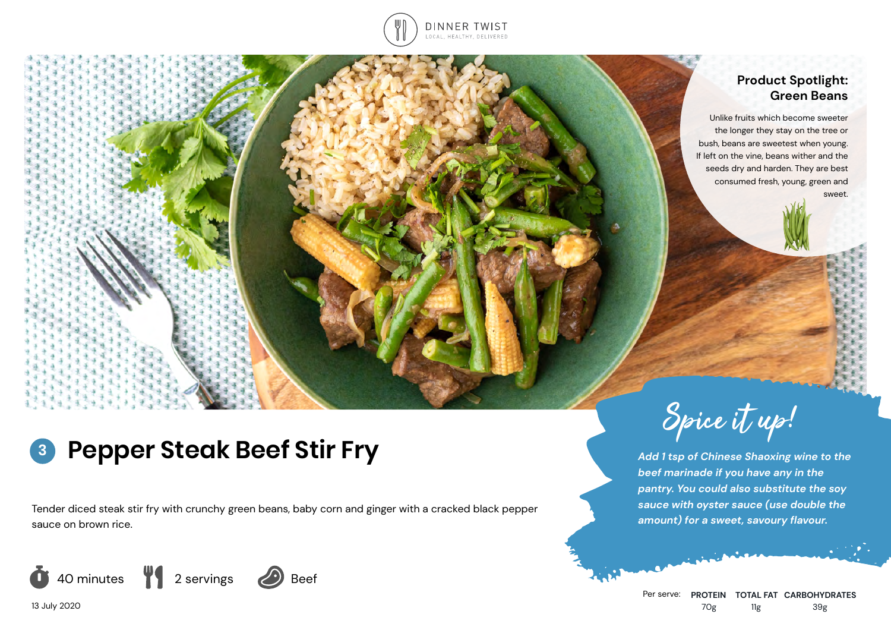DINNER TWIST
LOCAL, HEALTHY, DELIVERED

## Product Spotlight: Green Beans

Unlike fruits which become sweeter the longer they stay on the tree or bush, beans are sweetest when young. If left on the vine, beans wither and the seeds dry and harden. They are best consumed fresh, young, green and sweet.

# 3 Pepper Steak Beef Stir Fry

Tender diced steak stir fry with crunchy green beans, baby corn and ginger with a cracked black pepper sauce on brown rice.

40 minutes | 2 servings | Beef

13 July 2020

## Spice it up!

*Add 1 tsp of Chinese Shaoxing wine to the beef marinade if you have any in the pantry. You could also substitute the soy sauce with oyster sauce (use double the amount) for a sweet, savoury flavour.*

| Per serve: | PROTEIN | TOTAL FAT | CARBOHYDRATES |
|---|---|---|---|
| | 70g | 11g | 39g |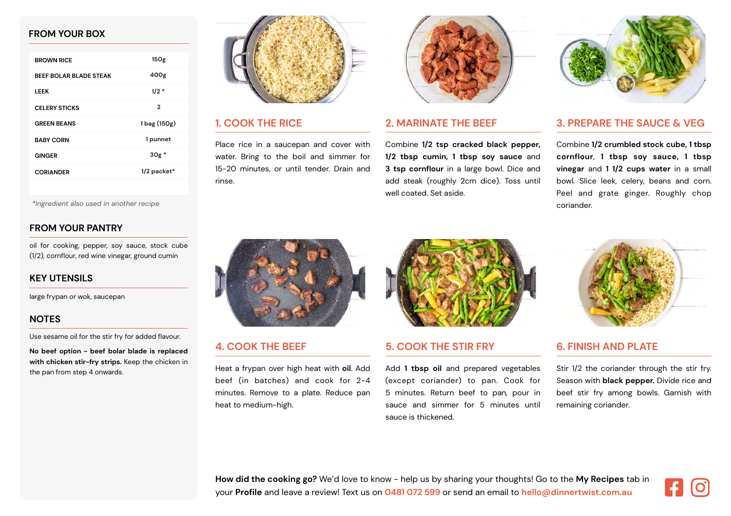## FROM YOUR BOX

| | |
|---|---|
| BROWN RICE | 150g |
| BEEF BOLAR BLADE STEAK | 400g |
| LEEK | 1/2 * |
| CELERY STICKS | 2 |
| GREEN BEANS | 1 bag (150g) |
| BABY CORN | 1 punnet |
| GINGER | 30g * |
| CORIANDER | 1/2 packet* |

*\*Ingredient also used in another recipe*

## FROM YOUR PANTRY

oil for cooking, pepper, soy sauce, stock cube (1/2), cornflour, red wine vinegar, ground cumin

## KEY UTENSILS

large frypan or wok, saucepan

## NOTES

Use sesame oil for the stir fry for added flavour.

**No beef option - beef bolar blade is replaced with chicken stir-fry strips.** Keep the chicken in the pan from step 4 onwards.

## 1. COOK THE RICE

Place rice in a saucepan and cover with water. Bring to the boil and simmer for 15-20 minutes, or until tender. Drain and rinse.

## 2. MARINATE THE BEEF

Combine **1/2 tsp cracked black pepper, 1/2 tbsp cumin, 1 tbsp soy sauce** and **3 tsp cornflour** in a large bowl. Dice and add steak (roughly 2cm dice). Toss until well coated. Set aside.

## 3. PREPARE THE SAUCE & VEG

Combine **1/2 crumbled stock cube, 1 tbsp cornflour**, **1 tbsp soy sauce, 1 tbsp vinegar** and **1 1/2 cups water** in a small bowl. Slice leek, celery, beans and corn. Peel and grate ginger. Roughly chop coriander.

## 4. COOK THE BEEF

Heat a frypan over high heat with **oil**. Add beef (in batches) and cook for 2-4 minutes. Remove to a plate. Reduce pan heat to medium-high.

## 5. COOK THE STIR FRY

Add **1 tbsp oil** and prepared vegetables (except coriander) to pan. Cook for 5 minutes. Return beef to pan, pour in sauce and simmer for 5 minutes until sauce is thickened.

## 6. FINISH AND PLATE

Stir 1/2 the coriander through the stir fry. Season with **black pepper.** Divide rice and beef stir fry among bowls. Garnish with remaining coriander.

**How did the cooking go?** We'd love to know - help us by sharing your thoughts! Go to the **My Recipes** tab in your **Profile** and leave a review! Text us on 0481 072 599 or send an email to hello@dinnertwist.com.au